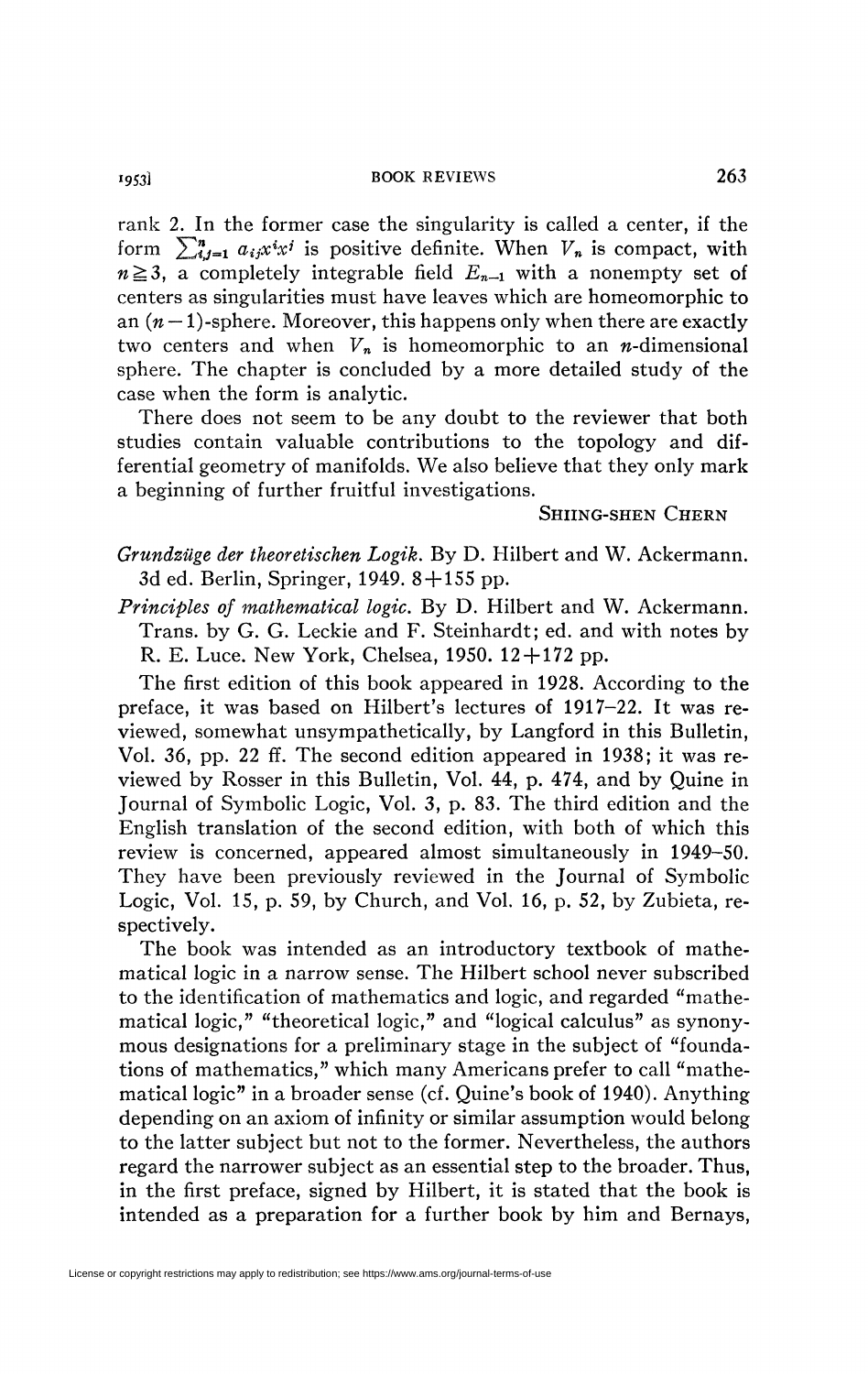rank 2. In the former case the singularity is called a center, if the form $\sum_{i,j=1}^{n} a_{ij}x^i x^j$ is positive definite. When $V_n$ is compact, with $n \geqq 3$, a completely integrable field $E_{n-1}$ with a nonempty set of centers as singularities must have leaves which are homeomorphic to an $(n-1)$-sphere. Moreover, this happens only when there are exactly two centers and when $V_n$ is homeomorphic to an $n$-dimensional sphere. The chapter is concluded by a more detailed study of the case when the form is analytic.

There does not seem to be any doubt to the reviewer that both studies contain valuable contributions to the topology and differential geometry of manifolds. We also believe that they only mark a beginning of further fruitful investigations.

SHIING-SHEN CHERN

*Grundzüge der theoretischen Logik.* By D. Hilbert and W. Ackermann. 3d ed. Berlin, Springer, 1949. 8+155 pp.

*Principles of mathematical logic.* By D. Hilbert and W. Ackermann. Trans. by G. G. Leckie and F. Steinhardt; ed. and with notes by R. E. Luce. New York, Chelsea, 1950. 12+172 pp.

The first edition of this book appeared in 1928. According to the preface, it was based on Hilbert's lectures of 1917–22. It was reviewed, somewhat unsympathetically, by Langford in this Bulletin, Vol. 36, pp. 22 ff. The second edition appeared in 1938; it was reviewed by Rosser in this Bulletin, Vol. 44, p. 474, and by Quine in Journal of Symbolic Logic, Vol. 3, p. 83. The third edition and the English translation of the second edition, with both of which this review is concerned, appeared almost simultaneously in 1949–50. They have been previously reviewed in the Journal of Symbolic Logic, Vol. 15, p. 59, by Church, and Vol. 16, p. 52, by Zubieta, respectively.

The book was intended as an introductory textbook of mathematical logic in a narrow sense. The Hilbert school never subscribed to the identification of mathematics and logic, and regarded "mathematical logic," "theoretical logic," and "logical calculus" as synonymous designations for a preliminary stage in the subject of "foundations of mathematics," which many Americans prefer to call "mathematical logic" in a broader sense (cf. Quine's book of 1940). Anything depending on an axiom of infinity or similar assumption would belong to the latter subject but not to the former. Nevertheless, the authors regard the narrower subject as an essential step to the broader. Thus, in the first preface, signed by Hilbert, it is stated that the book is intended as a preparation for a further book by him and Bernays,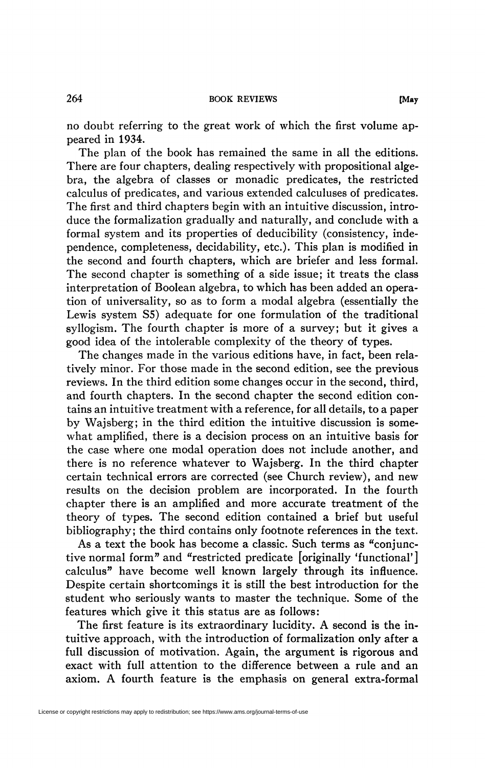no doubt referring to the great work of which the first volume appeared in 1934.

The plan of the book has remained the same in all the editions. There are four chapters, dealing respectively with propositional algebra, the algebra of classes or monadic predicates, the restricted calculus of predicates, and various extended calculuses of predicates. The first and third chapters begin with an intuitive discussion, introduce the formalization gradually and naturally, and conclude with a formal system and its properties of deducibility (consistency, independence, completeness, decidability, etc.). This plan is modified in the second and fourth chapters, which are briefer and less formal. The second chapter is something of a side issue; it treats the class interpretation of Boolean algebra, to which has been added an operation of universality, so as to form a modal algebra (essentially the Lewis system S5) adequate for one formulation of the traditional syllogism. The fourth chapter is more of a survey; but it gives a good idea of the intolerable complexity of the theory of types.

The changes made in the various editions have, in fact, been relatively minor. For those made in the second edition, see the previous reviews. In the third edition some changes occur in the second, third, and fourth chapters. In the second chapter the second edition contains an intuitive treatment with a reference, for all details, to a paper by Wajsberg; in the third edition the intuitive discussion is somewhat amplified, there is a decision process on an intuitive basis for the case where one modal operation does not include another, and there is no reference whatever to Wajsberg. In the third chapter certain technical errors are corrected (see Church review), and new results on the decision problem are incorporated. In the fourth chapter there is an amplified and more accurate treatment of the theory of types. The second edition contained a brief but useful bibliography; the third contains only footnote references in the text.

As a text the book has become a classic. Such terms as "conjunctive normal form" and "restricted predicate [originally 'functional'] calculus" have become well known largely through its influence. Despite certain shortcomings it is still the best introduction for the student who seriously wants to master the technique. Some of the features which give it this status are as follows:

The first feature is its extraordinary lucidity. A second is the intuitive approach, with the introduction of formalization only after a full discussion of motivation. Again, the argument is rigorous and exact with full attention to the difference between a rule and an axiom. A fourth feature is the emphasis on general extra-formal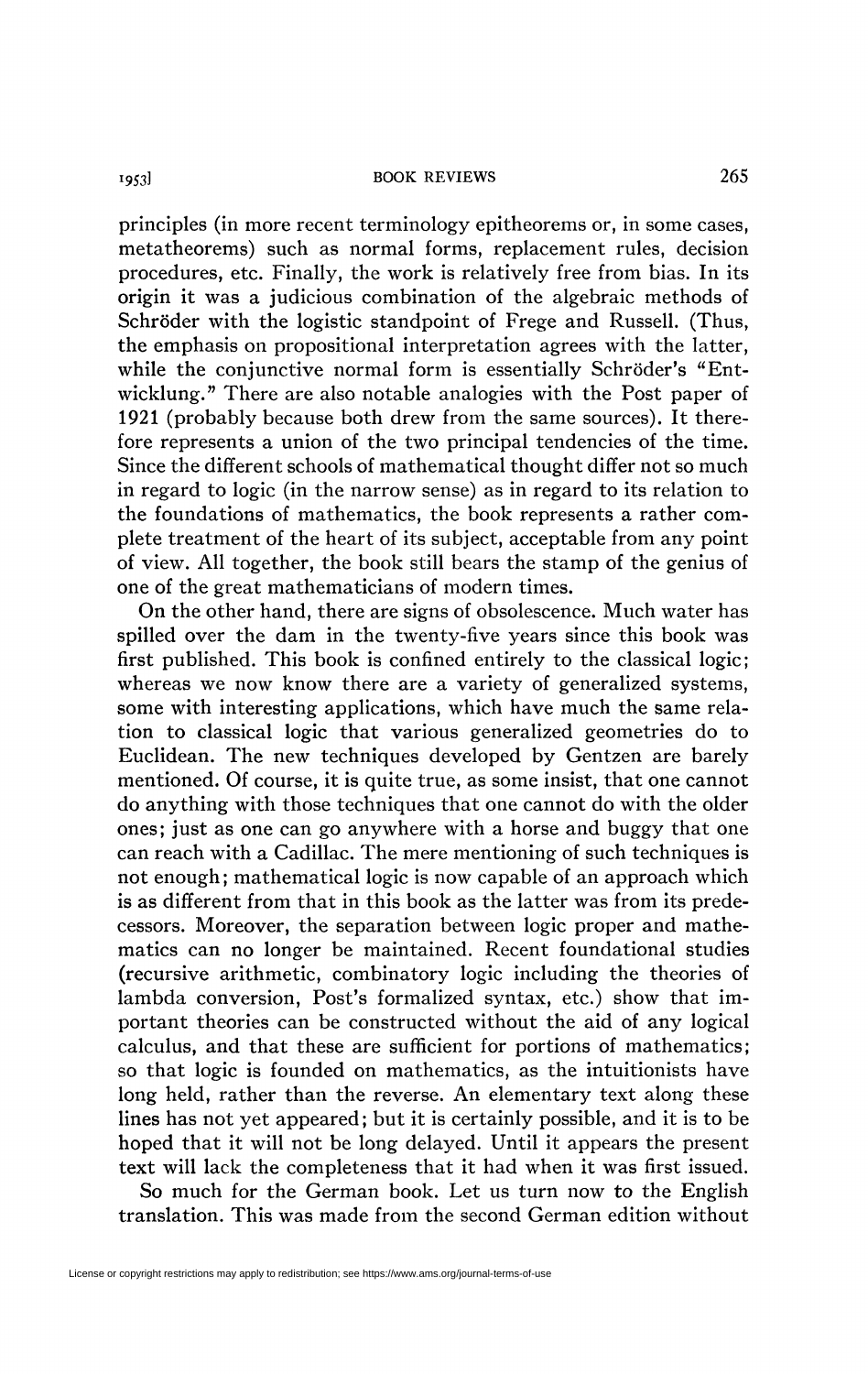principles (in more recent terminology epitheorems or, in some cases, metatheorems) such as normal forms, replacement rules, decision procedures, etc. Finally, the work is relatively free from bias. In its origin it was a judicious combination of the algebraic methods of Schröder with the logistic standpoint of Frege and Russell. (Thus, the emphasis on propositional interpretation agrees with the latter, while the conjunctive normal form is essentially Schröder's "Entwicklung." There are also notable analogies with the Post paper of 1921 (probably because both drew from the same sources). It therefore represents a union of the two principal tendencies of the time. Since the different schools of mathematical thought differ not so much in regard to logic (in the narrow sense) as in regard to its relation to the foundations of mathematics, the book represents a rather complete treatment of the heart of its subject, acceptable from any point of view. All together, the book still bears the stamp of the genius of one of the great mathematicians of modern times.

On the other hand, there are signs of obsolescence. Much water has spilled over the dam in the twenty-five years since this book was first published. This book is confined entirely to the classical logic; whereas we now know there are a variety of generalized systems, some with interesting applications, which have much the same relation to classical logic that various generalized geometries do to Euclidean. The new techniques developed by Gentzen are barely mentioned. Of course, it is quite true, as some insist, that one cannot do anything with those techniques that one cannot do with the older ones; just as one can go anywhere with a horse and buggy that one can reach with a Cadillac. The mere mentioning of such techniques is not enough; mathematical logic is now capable of an approach which is as different from that in this book as the latter was from its predecessors. Moreover, the separation between logic proper and mathematics can no longer be maintained. Recent foundational studies (recursive arithmetic, combinatory logic including the theories of lambda conversion, Post's formalized syntax, etc.) show that important theories can be constructed without the aid of any logical calculus, and that these are sufficient for portions of mathematics; so that logic is founded on mathematics, as the intuitionists have long held, rather than the reverse. An elementary text along these lines has not yet appeared; but it is certainly possible, and it is to be hoped that it will not be long delayed. Until it appears the present text will lack the completeness that it had when it was first issued.

So much for the German book. Let us turn now to the English translation. This was made from the second German edition without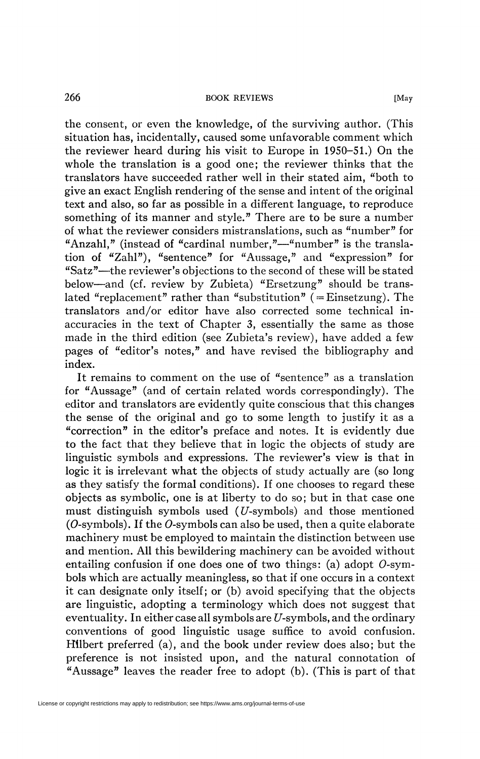the consent, or even the knowledge, of the surviving author. (This situation has, incidentally, caused some unfavorable comment which the reviewer heard during his visit to Europe in 1950–51.) On the whole the translation is a good one; the reviewer thinks that the translators have succeeded rather well in their stated aim, "both to give an exact English rendering of the sense and intent of the original text and also, so far as possible in a different language, to reproduce something of its manner and style." There are to be sure a number of what the reviewer considers mistranslations, such as "number" for "Anzahl," (instead of "cardinal number,"—"number" is the translation of "Zahl"), "sentence" for "Aussage," and "expression" for "Satz"—the reviewer's objections to the second of these will be stated below—and (cf. review by Zubieta) "Ersetzung" should be translated "replacement" rather than "substitution" (=Einsetzung). The translators and/or editor have also corrected some technical inaccuracies in the text of Chapter 3, essentially the same as those made in the third edition (see Zubieta's review), have added a few pages of "editor's notes," and have revised the bibliography and index.

It remains to comment on the use of "sentence" as a translation for "Aussage" (and of certain related words correspondingly). The editor and translators are evidently quite conscious that this changes the sense of the original and go to some length to justify it as a "correction" in the editor's preface and notes. It is evidently due to the fact that they believe that in logic the objects of study are linguistic symbols and expressions. The reviewer's view is that in logic it is irrelevant what the objects of study actually are (so long as they satisfy the formal conditions). If one chooses to regard these objects as symbolic, one is at liberty to do so; but in that case one must distinguish symbols used ($U$-symbols) and those mentioned ($O$-symbols). If the $O$-symbols can also be used, then a quite elaborate machinery must be employed to maintain the distinction between use and mention. All this bewildering machinery can be avoided without entailing confusion if one does one of two things: (a) adopt $O$-symbols which are actually meaningless, so that if one occurs in a context it can designate only itself; or (b) avoid specifying that the objects are linguistic, adopting a terminology which does not suggest that eventuality. In either case all symbols are $U$-symbols, and the ordinary conventions of good linguistic usage suffice to avoid confusion. Hilbert preferred (a), and the book under review does also; but the preference is not insisted upon, and the natural connotation of "Aussage" leaves the reader free to adopt (b). (This is part of that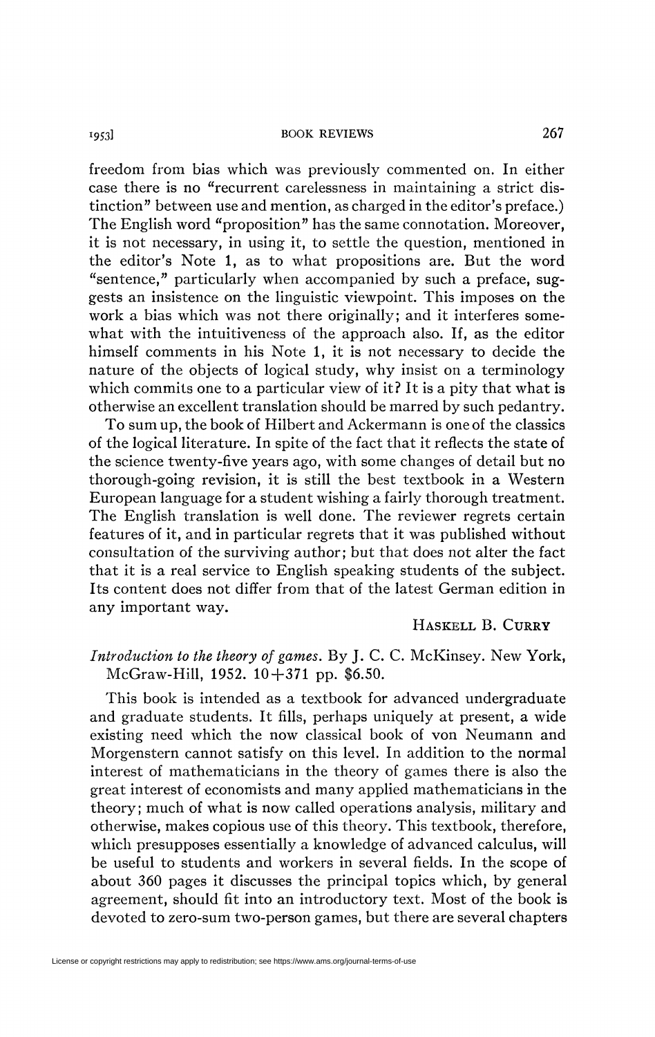freedom from bias which was previously commented on. In either case there is no "recurrent carelessness in maintaining a strict distinction" between use and mention, as charged in the editor's preface.) The English word "proposition" has the same connotation. Moreover, it is not necessary, in using it, to settle the question, mentioned in the editor's Note 1, as to what propositions are. But the word "sentence," particularly when accompanied by such a preface, suggests an insistence on the linguistic viewpoint. This imposes on the work a bias which was not there originally; and it interferes somewhat with the intuitiveness of the approach also. If, as the editor himself comments in his Note 1, it is not necessary to decide the nature of the objects of logical study, why insist on a terminology which commits one to a particular view of it? It is a pity that what is otherwise an excellent translation should be marred by such pedantry.

To sum up, the book of Hilbert and Ackermann is one of the classics of the logical literature. In spite of the fact that it reflects the state of the science twenty-five years ago, with some changes of detail but no thorough-going revision, it is still the best textbook in a Western European language for a student wishing a fairly thorough treatment. The English translation is well done. The reviewer regrets certain features of it, and in particular regrets that it was published without consultation of the surviving author; but that does not alter the fact that it is a real service to English speaking students of the subject. Its content does not differ from that of the latest German edition in any important way.

HASKELL B. CURRY

*Introduction to the theory of games.* By J. C. C. McKinsey. New York, McGraw-Hill, 1952. 10+371 pp. $6.50.

This book is intended as a textbook for advanced undergraduate and graduate students. It fills, perhaps uniquely at present, a wide existing need which the now classical book of von Neumann and Morgenstern cannot satisfy on this level. In addition to the normal interest of mathematicians in the theory of games there is also the great interest of economists and many applied mathematicians in the theory; much of what is now called operations analysis, military and otherwise, makes copious use of this theory. This textbook, therefore, which presupposes essentially a knowledge of advanced calculus, will be useful to students and workers in several fields. In the scope of about 360 pages it discusses the principal topics which, by general agreement, should fit into an introductory text. Most of the book is devoted to zero-sum two-person games, but there are several chapters